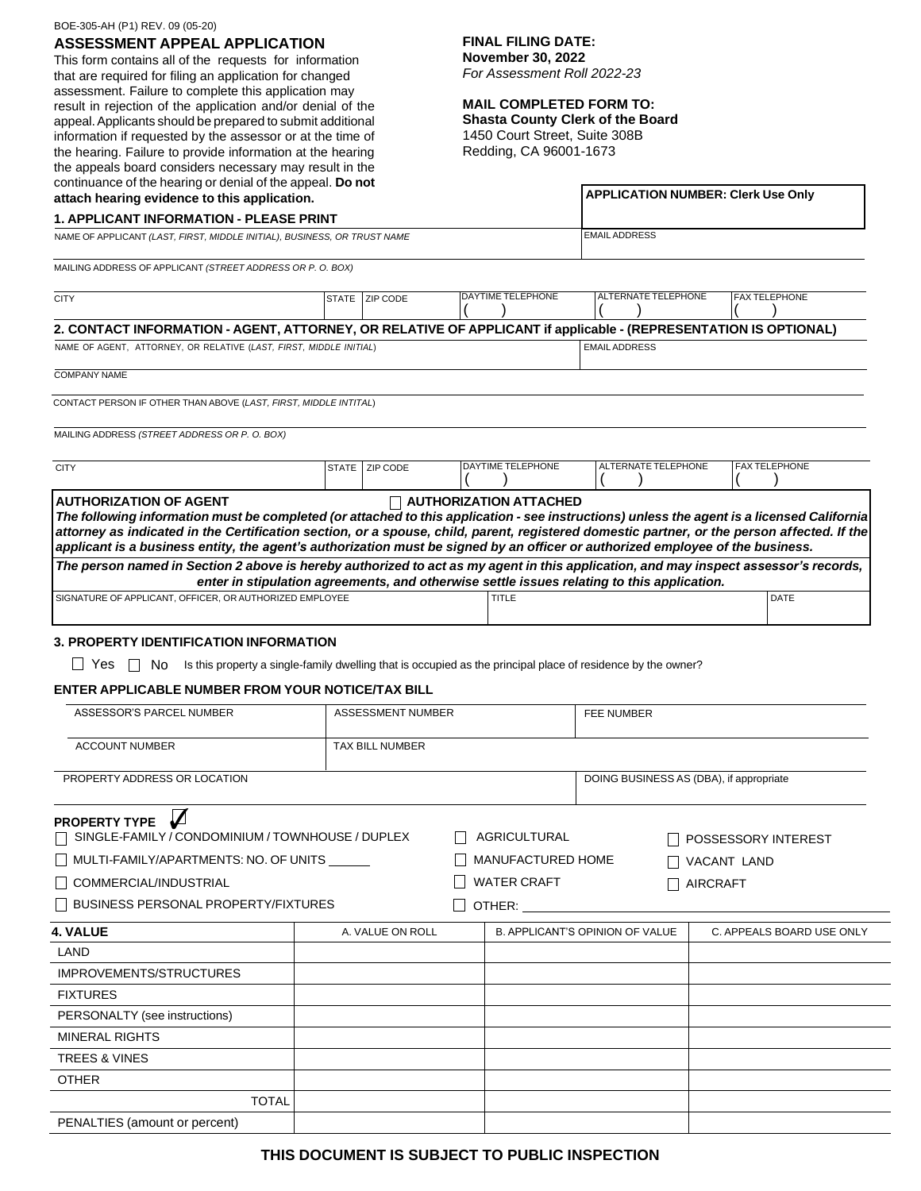BOE-305-AH (P1) REV. 09 (05-20)

# ASSESSMENT APPEAL APPLICATION

This form contains all of the requests for information that are required for filing an application for changed assessment. Failure to complete this application may result in rejection of the application and/or denial of the appeal. Applicants should be prepared to submit additional information if requested by the assessor or at the time of the hearing. Failure to provide information at the hearing the appeals board considers necessary may result in the continuance of the hearing or denial of the appeal. **Do not attach hearing evidence to this application.**

**FINAL FILING DATE:**
**November 30, 2022**
*For Assessment Roll 2022-23*

**MAIL COMPLETED FORM TO:**
**Shasta County Clerk of the Board**
1450 Court Street, Suite 308B
Redding, CA 96001-1673

**APPLICATION NUMBER: Clerk Use Only**

## 1. APPLICANT INFORMATION - PLEASE PRINT

| NAME OF APPLICANT *(LAST, FIRST, MIDDLE INITIAL), BUSINESS, OR TRUST NAME* | | | | | EMAIL ADDRESS |
|---|---|---|---|---|---|
| MAILING ADDRESS OF APPLICANT *(STREET ADDRESS OR P. O. BOX)* | | | | | |
| CITY | STATE | ZIP CODE | DAYTIME TELEPHONE ( ) | ALTERNATE TELEPHONE ( ) | FAX TELEPHONE ( ) |

## 2. CONTACT INFORMATION - AGENT, ATTORNEY, OR RELATIVE OF APPLICANT if applicable - (REPRESENTATION IS OPTIONAL)

| NAME OF AGENT, ATTORNEY, OR RELATIVE (*LAST, FIRST, MIDDLE INITIAL*) | | | | | EMAIL ADDRESS |
|---|---|---|---|---|---|
| COMPANY NAME | | | | | |
| CONTACT PERSON IF OTHER THAN ABOVE (*LAST, FIRST, MIDDLE INITITAL*) | | | | | |
| MAILING ADDRESS *(STREET ADDRESS OR P. O. BOX)* | | | | | |
| CITY | STATE | ZIP CODE | DAYTIME TELEPHONE ( ) | ALTERNATE TELEPHONE ( ) | FAX TELEPHONE ( ) |

**AUTHORIZATION OF AGENT** ☐ **AUTHORIZATION ATTACHED**

***The following information must be completed (or attached to this application - see instructions) unless the agent is a licensed California attorney as indicated in the Certification section, or a spouse, child, parent, registered domestic partner, or the person affected. If the applicant is a business entity, the agent's authorization must be signed by an officer or authorized employee of the business.***

***The person named in Section 2 above is hereby authorized to act as my agent in this application, and may inspect assessor's records, enter in stipulation agreements, and otherwise settle issues relating to this application.***

| SIGNATURE OF APPLICANT, OFFICER, OR AUTHORIZED EMPLOYEE | TITLE | DATE |
|---|---|---|
| | | |

## 3. PROPERTY IDENTIFICATION INFORMATION

☐ Yes ☐ No Is this property a single-family dwelling that is occupied as the principal place of residence by the owner?

**ENTER APPLICABLE NUMBER FROM YOUR NOTICE/TAX BILL**

| ASSESSOR'S PARCEL NUMBER | ASSESSMENT NUMBER | FEE NUMBER |
|---|---|---|
| ACCOUNT NUMBER | TAX BILL NUMBER | |
| PROPERTY ADDRESS OR LOCATION | | DOING BUSINESS AS (DBA), if appropriate |

**PROPERTY TYPE** ✓

- ☐ SINGLE-FAMILY / CONDOMINIUM / TOWNHOUSE / DUPLEX
- ☐ MULTI-FAMILY/APARTMENTS: NO. OF UNITS ______
- ☐ COMMERCIAL/INDUSTRIAL
- ☐ BUSINESS PERSONAL PROPERTY/FIXTURES
- ☐ AGRICULTURAL
- ☐ MANUFACTURED HOME
- ☐ WATER CRAFT
- ☐ OTHER: ______
- ☐ POSSESSORY INTEREST
- ☐ VACANT LAND
- ☐ AIRCRAFT

| 4. VALUE | A. VALUE ON ROLL | B. APPLICANT'S OPINION OF VALUE | C. APPEALS BOARD USE ONLY |
|---|---|---|---|
| LAND | | | |
| IMPROVEMENTS/STRUCTURES | | | |
| FIXTURES | | | |
| PERSONALTY (see instructions) | | | |
| MINERAL RIGHTS | | | |
| TREES & VINES | | | |
| OTHER | | | |
| TOTAL | | | |
| PENALTIES (amount or percent) | | | |

**THIS DOCUMENT IS SUBJECT TO PUBLIC INSPECTION**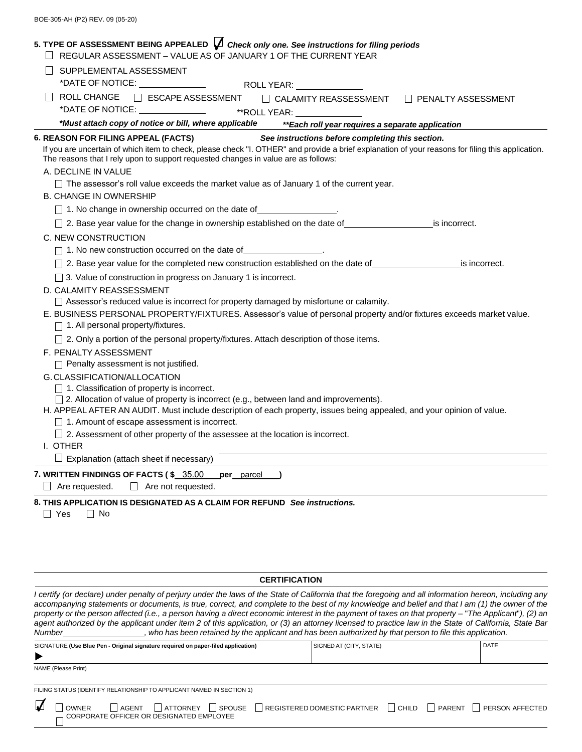BOE-305-AH (P2) REV. 09 (05-20)

**5. TYPE OF ASSESSMENT BEING APPEALED** ☑ ***Check only one. See instructions for filing periods***

☐ REGULAR ASSESSMENT – VALUE AS OF JANUARY 1 OF THE CURRENT YEAR

☐ SUPPLEMENTAL ASSESSMENT
*DATE OF NOTICE: ______________ ROLL YEAR: ______________

☐ ROLL CHANGE ☐ ESCAPE ASSESSMENT ☐ CALAMITY REASSESSMENT ☐ PENALTY ASSESSMENT
*DATE OF NOTICE: ______________ **ROLL YEAR: ______________

***\*Must attach copy of notice or bill, where applicable*** ***\*\*Each roll year requires a separate application***

**6. REASON FOR FILING APPEAL (FACTS)** ***See instructions before completing this section.***

If you are uncertain of which item to check, please check "I. OTHER" and provide a brief explanation of your reasons for filing this application. The reasons that I rely upon to support requested changes in value are as follows:

A. DECLINE IN VALUE

☐ The assessor's roll value exceeds the market value as of January 1 of the current year.

B. CHANGE IN OWNERSHIP

☐ 1. No change in ownership occurred on the date of ________________.

☐ 2. Base year value for the change in ownership established on the date of __________________ is incorrect.

C. NEW CONSTRUCTION

☐ 1. No new construction occurred on the date of ________________.

☐ 2. Base year value for the completed new construction established on the date of __________________ is incorrect.

☐ 3. Value of construction in progress on January 1 is incorrect.

D. CALAMITY REASSESSMENT

☐ Assessor's reduced value is incorrect for property damaged by misfortune or calamity.

E. BUSINESS PERSONAL PROPERTY/FIXTURES. Assessor's value of personal property and/or fixtures exceeds market value.

☐ 1. All personal property/fixtures.

☐ 2. Only a portion of the personal property/fixtures. Attach description of those items.

F. PENALTY ASSESSMENT

☐ Penalty assessment is not justified.

G. CLASSIFICATION/ALLOCATION

☐ 1. Classification of property is incorrect.

☐ 2. Allocation of value of property is incorrect (e.g., between land and improvements).

H. APPEAL AFTER AN AUDIT. Must include description of each property, issues being appealed, and your opinion of value.

☐ 1. Amount of escape assessment is incorrect.

☐ 2. Assessment of other property of the assessee at the location is incorrect.

I. OTHER

☐ Explanation (attach sheet if necessary) ____________________________________________

**7. WRITTEN FINDINGS OF FACTS ( $ 35.00 per parcel )**

☐ Are requested. ☐ Are not requested.

**8. THIS APPLICATION IS DESIGNATED AS A CLAIM FOR REFUND** ***See instructions.***

☐ Yes ☐ No

**CERTIFICATION**

*I certify (or declare) under penalty of perjury under the laws of the State of California that the foregoing and all information hereon, including any accompanying statements or documents, is true, correct, and complete to the best of my knowledge and belief and that I am (1) the owner of the property or the person affected (i.e., a person having a direct economic interest in the payment of taxes on that property – "The Applicant"), (2) an agent authorized by the applicant under item 2 of this application, or (3) an attorney licensed to practice law in the State of California, State Bar Number__________________, who has been retained by the applicant and has been authorized by that person to file this application.*

| SIGNATURE **(Use Blue Pen - Original signature required on paper-filed application)** | SIGNED AT (CITY, STATE) | DATE |
|---|---|---|
| ▶ | | |

NAME (Please Print)

FILING STATUS (IDENTIFY RELATIONSHIP TO APPLICANT NAMED IN SECTION 1)

☑ ☐ OWNER ☐ AGENT ☐ ATTORNEY ☐ SPOUSE ☐ REGISTERED DOMESTIC PARTNER ☐ CHILD ☐ PARENT ☐ PERSON AFFECTED ☐ CORPORATE OFFICER OR DESIGNATED EMPLOYEE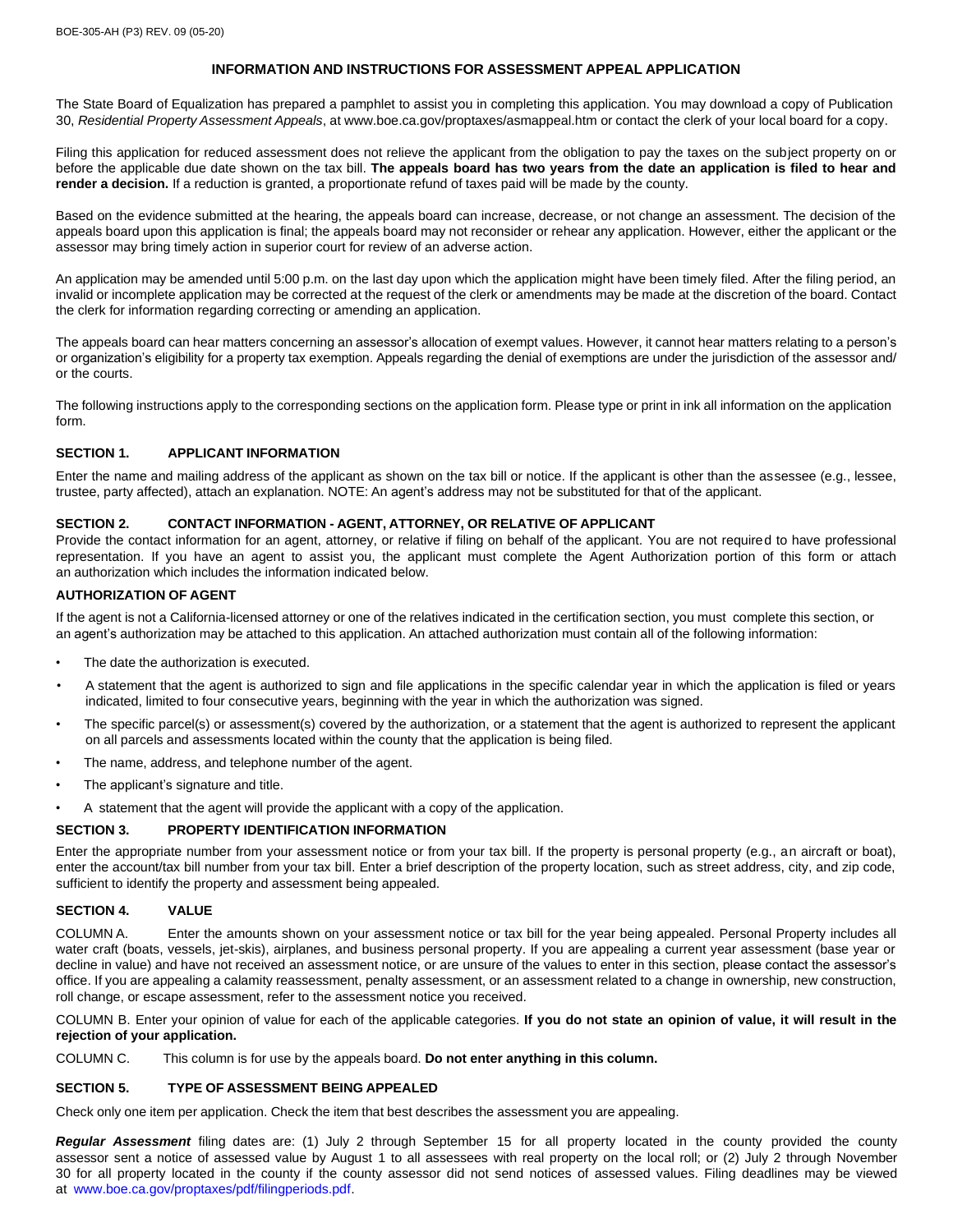## INFORMATION AND INSTRUCTIONS FOR ASSESSMENT APPEAL APPLICATION

The State Board of Equalization has prepared a pamphlet to assist you in completing this application. You may download a copy of Publication 30, *Residential Property Assessment Appeals*, at www.boe.ca.gov/proptaxes/asmappeal.htm or contact the clerk of your local board for a copy.

Filing this application for reduced assessment does not relieve the applicant from the obligation to pay the taxes on the subject property on or before the applicable due date shown on the tax bill. **The appeals board has two years from the date an application is filed to hear and render a decision.** If a reduction is granted, a proportionate refund of taxes paid will be made by the county.

Based on the evidence submitted at the hearing, the appeals board can increase, decrease, or not change an assessment. The decision of the appeals board upon this application is final; the appeals board may not reconsider or rehear any application. However, either the applicant or the assessor may bring timely action in superior court for review of an adverse action.

An application may be amended until 5:00 p.m. on the last day upon which the application might have been timely filed. After the filing period, an invalid or incomplete application may be corrected at the request of the clerk or amendments may be made at the discretion of the board. Contact the clerk for information regarding correcting or amending an application.

The appeals board can hear matters concerning an assessor's allocation of exempt values. However, it cannot hear matters relating to a person's or organization's eligibility for a property tax exemption. Appeals regarding the denial of exemptions are under the jurisdiction of the assessor and/or the courts.

The following instructions apply to the corresponding sections on the application form. Please type or print in ink all information on the application form.

### SECTION 1. APPLICANT INFORMATION

Enter the name and mailing address of the applicant as shown on the tax bill or notice. If the applicant is other than the assessee (e.g., lessee, trustee, party affected), attach an explanation. NOTE: An agent's address may not be substituted for that of the applicant.

### SECTION 2. CONTACT INFORMATION - AGENT, ATTORNEY, OR RELATIVE OF APPLICANT

Provide the contact information for an agent, attorney, or relative if filing on behalf of the applicant. You are not required to have professional representation. If you have an agent to assist you, the applicant must complete the Agent Authorization portion of this form or attach an authorization which includes the information indicated below.

#### AUTHORIZATION OF AGENT

If the agent is not a California-licensed attorney or one of the relatives indicated in the certification section, you must complete this section, or an agent's authorization may be attached to this application. An attached authorization must contain all of the following information:

- The date the authorization is executed.
- A statement that the agent is authorized to sign and file applications in the specific calendar year in which the application is filed or years indicated, limited to four consecutive years, beginning with the year in which the authorization was signed.
- The specific parcel(s) or assessment(s) covered by the authorization, or a statement that the agent is authorized to represent the applicant on all parcels and assessments located within the county that the application is being filed.
- The name, address, and telephone number of the agent.
- The applicant's signature and title.
- A statement that the agent will provide the applicant with a copy of the application.

### SECTION 3. PROPERTY IDENTIFICATION INFORMATION

Enter the appropriate number from your assessment notice or from your tax bill. If the property is personal property (e.g., an aircraft or boat), enter the account/tax bill number from your tax bill. Enter a brief description of the property location, such as street address, city, and zip code, sufficient to identify the property and assessment being appealed.

### SECTION 4. VALUE

COLUMN A. Enter the amounts shown on your assessment notice or tax bill for the year being appealed. Personal Property includes all water craft (boats, vessels, jet-skis), airplanes, and business personal property. If you are appealing a current year assessment (base year or decline in value) and have not received an assessment notice, or are unsure of the values to enter in this section, please contact the assessor's office. If you are appealing a calamity reassessment, penalty assessment, or an assessment related to a change in ownership, new construction, roll change, or escape assessment, refer to the assessment notice you received.

COLUMN B. Enter your opinion of value for each of the applicable categories. **If you do not state an opinion of value, it will result in the rejection of your application.**

COLUMN C. This column is for use by the appeals board. **Do not enter anything in this column.**

### SECTION 5. TYPE OF ASSESSMENT BEING APPEALED

Check only one item per application. Check the item that best describes the assessment you are appealing.

***Regular Assessment*** filing dates are: (1) July 2 through September 15 for all property located in the county provided the county assessor sent a notice of assessed value by August 1 to all assessees with real property on the local roll; or (2) July 2 through November 30 for all property located in the county if the county assessor did not send notices of assessed values. Filing deadlines may be viewed at www.boe.ca.gov/proptaxes/pdf/filingperiods.pdf.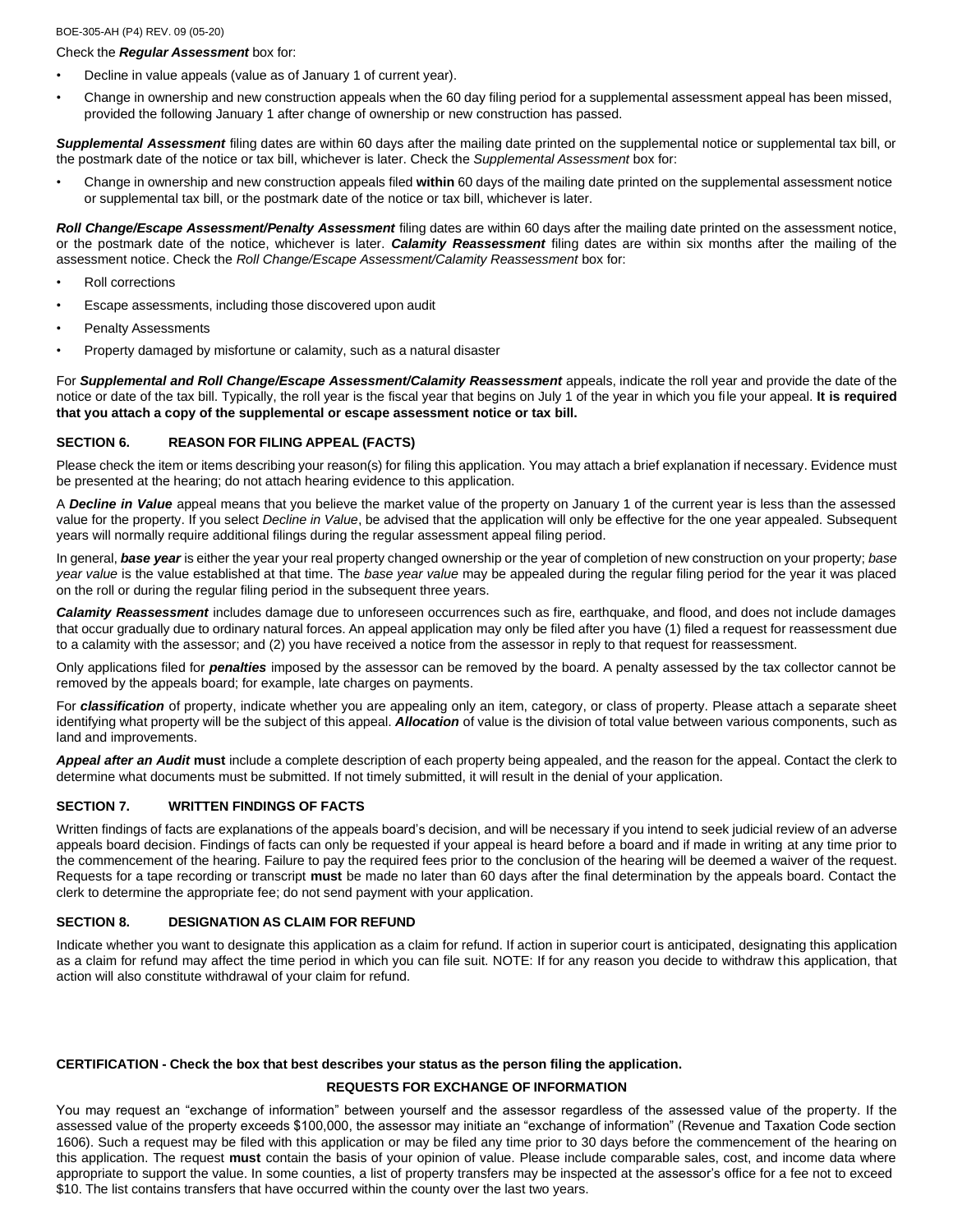Check the ***Regular Assessment*** box for:

- Decline in value appeals (value as of January 1 of current year).
- Change in ownership and new construction appeals when the 60 day filing period for a supplemental assessment appeal has been missed, provided the following January 1 after change of ownership or new construction has passed.

***Supplemental Assessment*** filing dates are within 60 days after the mailing date printed on the supplemental notice or supplemental tax bill, or the postmark date of the notice or tax bill, whichever is later. Check the *Supplemental Assessment* box for:

- Change in ownership and new construction appeals filed **within** 60 days of the mailing date printed on the supplemental assessment notice or supplemental tax bill, or the postmark date of the notice or tax bill, whichever is later.

***Roll Change/Escape Assessment/Penalty Assessment*** filing dates are within 60 days after the mailing date printed on the assessment notice, or the postmark date of the notice, whichever is later. ***Calamity Reassessment*** filing dates are within six months after the mailing of the assessment notice. Check the *Roll Change/Escape Assessment/Calamity Reassessment* box for:

- Roll corrections
- Escape assessments, including those discovered upon audit
- Penalty Assessments
- Property damaged by misfortune or calamity, such as a natural disaster

For ***Supplemental and Roll Change/Escape Assessment/Calamity Reassessment*** appeals, indicate the roll year and provide the date of the notice or date of the tax bill. Typically, the roll year is the fiscal year that begins on July 1 of the year in which you file your appeal. **It is required that you attach a copy of the supplemental or escape assessment notice or tax bill.**

### SECTION 6. REASON FOR FILING APPEAL (FACTS)

Please check the item or items describing your reason(s) for filing this application. You may attach a brief explanation if necessary. Evidence must be presented at the hearing; do not attach hearing evidence to this application.

A ***Decline in Value*** appeal means that you believe the market value of the property on January 1 of the current year is less than the assessed value for the property. If you select *Decline in Value*, be advised that the application will only be effective for the one year appealed. Subsequent years will normally require additional filings during the regular assessment appeal filing period.

In general, ***base year*** is either the year your real property changed ownership or the year of completion of new construction on your property; *base year value* is the value established at that time. The *base year value* may be appealed during the regular filing period for the year it was placed on the roll or during the regular filing period in the subsequent three years.

***Calamity Reassessment*** includes damage due to unforeseen occurrences such as fire, earthquake, and flood, and does not include damages that occur gradually due to ordinary natural forces. An appeal application may only be filed after you have (1) filed a request for reassessment due to a calamity with the assessor; and (2) you have received a notice from the assessor in reply to that request for reassessment.

Only applications filed for ***penalties*** imposed by the assessor can be removed by the board. A penalty assessed by the tax collector cannot be removed by the appeals board; for example, late charges on payments.

For ***classification*** of property, indicate whether you are appealing only an item, category, or class of property. Please attach a separate sheet identifying what property will be the subject of this appeal. ***Allocation*** of value is the division of total value between various components, such as land and improvements.

***Appeal after an Audit*** **must** include a complete description of each property being appealed, and the reason for the appeal. Contact the clerk to determine what documents must be submitted. If not timely submitted, it will result in the denial of your application.

### SECTION 7. WRITTEN FINDINGS OF FACTS

Written findings of facts are explanations of the appeals board's decision, and will be necessary if you intend to seek judicial review of an adverse appeals board decision. Findings of facts can only be requested if your appeal is heard before a board and if made in writing at any time prior to the commencement of the hearing. Failure to pay the required fees prior to the conclusion of the hearing will be deemed a waiver of the request. Requests for a tape recording or transcript **must** be made no later than 60 days after the final determination by the appeals board. Contact the clerk to determine the appropriate fee; do not send payment with your application.

### SECTION 8. DESIGNATION AS CLAIM FOR REFUND

Indicate whether you want to designate this application as a claim for refund. If action in superior court is anticipated, designating this application as a claim for refund may affect the time period in which you can file suit. NOTE: If for any reason you decide to withdraw this application, that action will also constitute withdrawal of your claim for refund.

**CERTIFICATION - Check the box that best describes your status as the person filing the application.**

### REQUESTS FOR EXCHANGE OF INFORMATION

You may request an "exchange of information" between yourself and the assessor regardless of the assessed value of the property. If the assessed value of the property exceeds $100,000, the assessor may initiate an "exchange of information" (Revenue and Taxation Code section 1606). Such a request may be filed with this application or may be filed any time prior to 30 days before the commencement of the hearing on this application. The request **must** contain the basis of your opinion of value. Please include comparable sales, cost, and income data where appropriate to support the value. In some counties, a list of property transfers may be inspected at the assessor's office for a fee not to exceed $10. The list contains transfers that have occurred within the county over the last two years.